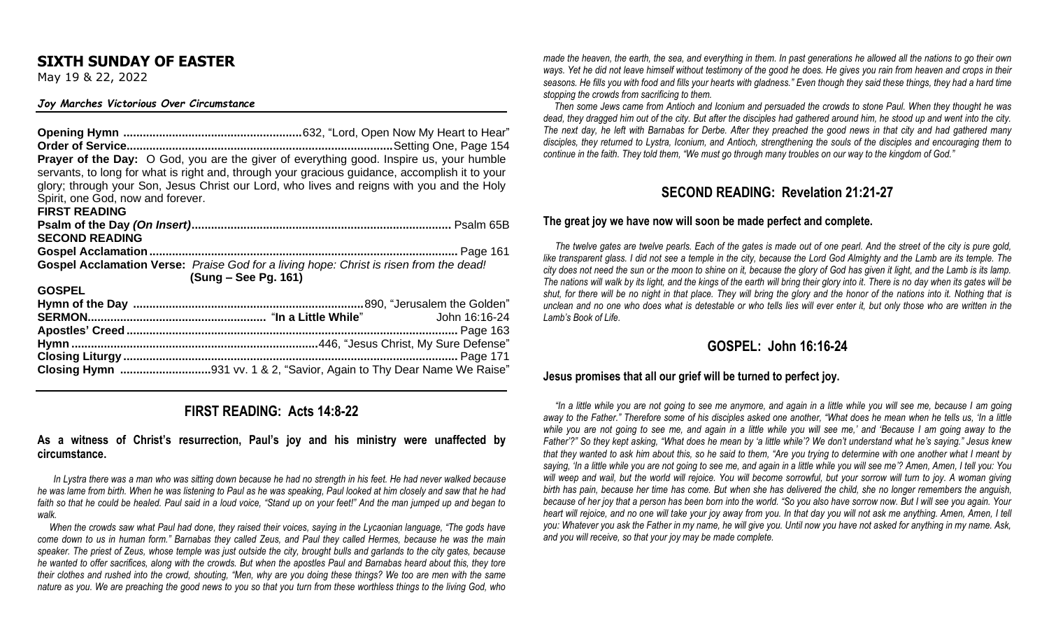# SIXTH SUNDAY OF EASTER

May 19 & 22, 2022

***Joy Marches Victorious Over Circumstance***

**Opening Hymn** ........................................................632, "Lord, Open Now My Heart to Hear"

**Order of Service**..................................................................................Setting One, Page 154

**Prayer of the Day:** O God, you are the giver of everything good. Inspire us, your humble servants, to long for what is right and, through your gracious guidance, accomplish it to your glory; through your Son, Jesus Christ our Lord, who lives and reigns with you and the Holy Spirit, one God, now and forever.

**FIRST READING**

**Psalm of the Day *(On Insert)***............................................................................... Psalm 65B

**SECOND READING**

**Gospel Acclamation**.............................................................................................. Page 161

**Gospel Acclamation Verse:** *Praise God for a living hope: Christ is risen from the dead!* **(Sung – See Pg. 161)**

**GOSPEL**

**Hymn of the Day** .......................................................................890, "Jerusalem the Golden"

**SERMON**....................................................... "**In a Little While**" John 16:16-24

**Apostles' Creed**.................................................................................................... Page 163

**Hymn**...........................................................................446, "Jesus Christ, My Sure Defense"

**Closing Liturgy**...................................................................................................... Page 171

**Closing Hymn** ............................931 vv. 1 & 2, "Savior, Again to Thy Dear Name We Raise"

## FIRST READING: Acts 14:8-22

**As a witness of Christ's resurrection, Paul's joy and his ministry were unaffected by circumstance.**

*In Lystra there was a man who was sitting down because he had no strength in his feet. He had never walked because he was lame from birth. When he was listening to Paul as he was speaking, Paul looked at him closely and saw that he had faith so that he could be healed. Paul said in a loud voice, "Stand up on your feet!" And the man jumped up and began to walk.*

*When the crowds saw what Paul had done, they raised their voices, saying in the Lycaonian language, "The gods have come down to us in human form." Barnabas they called Zeus, and Paul they called Hermes, because he was the main speaker. The priest of Zeus, whose temple was just outside the city, brought bulls and garlands to the city gates, because he wanted to offer sacrifices, along with the crowds. But when the apostles Paul and Barnabas heard about this, they tore their clothes and rushed into the crowd, shouting, "Men, why are you doing these things? We too are men with the same nature as you. We are preaching the good news to you so that you turn from these worthless things to the living God, who made the heaven, the earth, the sea, and everything in them. In past generations he allowed all the nations to go their own ways. Yet he did not leave himself without testimony of the good he does. He gives you rain from heaven and crops in their seasons. He fills you with food and fills your hearts with gladness." Even though they said these things, they had a hard time stopping the crowds from sacrificing to them.*

*Then some Jews came from Antioch and Iconium and persuaded the crowds to stone Paul. When they thought he was dead, they dragged him out of the city. But after the disciples had gathered around him, he stood up and went into the city. The next day, he left with Barnabas for Derbe. After they preached the good news in that city and had gathered many disciples, they returned to Lystra, Iconium, and Antioch, strengthening the souls of the disciples and encouraging them to continue in the faith. They told them, "We must go through many troubles on our way to the kingdom of God."*

## SECOND READING: Revelation 21:21-27

**The great joy we have now will soon be made perfect and complete.**

*The twelve gates are twelve pearls. Each of the gates is made out of one pearl. And the street of the city is pure gold, like transparent glass. I did not see a temple in the city, because the Lord God Almighty and the Lamb are its temple. The city does not need the sun or the moon to shine on it, because the glory of God has given it light, and the Lamb is its lamp. The nations will walk by its light, and the kings of the earth will bring their glory into it. There is no day when its gates will be shut, for there will be no night in that place. They will bring the glory and the honor of the nations into it. Nothing that is unclean and no one who does what is detestable or who tells lies will ever enter it, but only those who are written in the Lamb's Book of Life.*

## GOSPEL: John 16:16-24

**Jesus promises that all our grief will be turned to perfect joy.**

*"In a little while you are not going to see me anymore, and again in a little while you will see me, because I am going away to the Father." Therefore some of his disciples asked one another, "What does he mean when he tells us, 'In a little while you are not going to see me, and again in a little while you will see me,' and 'Because I am going away to the Father'?" So they kept asking, "What does he mean by 'a little while'? We don't understand what he's saying." Jesus knew that they wanted to ask him about this, so he said to them, "Are you trying to determine with one another what I meant by saying, 'In a little while you are not going to see me, and again in a little while you will see me'? Amen, Amen, I tell you: You will weep and wail, but the world will rejoice. You will become sorrowful, but your sorrow will turn to joy. A woman giving birth has pain, because her time has come. But when she has delivered the child, she no longer remembers the anguish, because of her joy that a person has been born into the world. "So you also have sorrow now. But I will see you again. Your heart will rejoice, and no one will take your joy away from you. In that day you will not ask me anything. Amen, Amen, I tell you: Whatever you ask the Father in my name, he will give you. Until now you have not asked for anything in my name. Ask, and you will receive, so that your joy may be made complete.*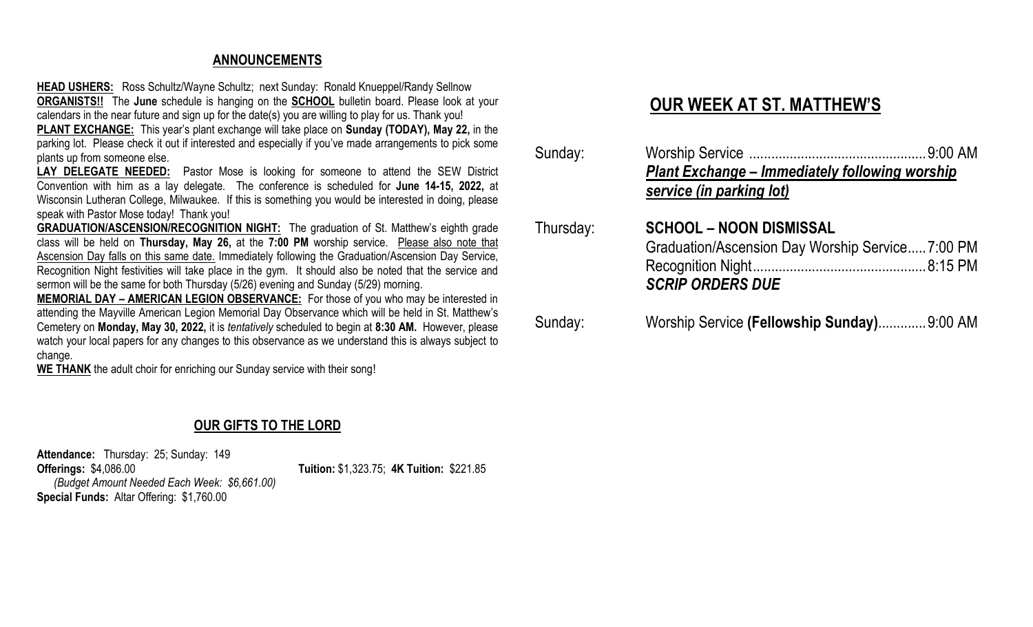## ANNOUNCEMENTS

**HEAD USHERS:** Ross Schultz/Wayne Schultz; next Sunday: Ronald Knueppel/Randy Sellnow

**ORGANISTS!!** The **June** schedule is hanging on the **SCHOOL** bulletin board. Please look at your calendars in the near future and sign up for the date(s) you are willing to play for us. Thank you!

**PLANT EXCHANGE:** This year's plant exchange will take place on **Sunday (TODAY), May 22,** in the parking lot. Please check it out if interested and especially if you've made arrangements to pick some plants up from someone else.

**LAY DELEGATE NEEDED:** Pastor Mose is looking for someone to attend the SEW District Convention with him as a lay delegate. The conference is scheduled for **June 14-15, 2022,** at Wisconsin Lutheran College, Milwaukee. If this is something you would be interested in doing, please speak with Pastor Mose today! Thank you!

**GRADUATION/ASCENSION/RECOGNITION NIGHT:** The graduation of St. Matthew's eighth grade class will be held on **Thursday, May 26,** at the **7:00 PM** worship service. Please also note that Ascension Day falls on this same date. Immediately following the Graduation/Ascension Day Service, Recognition Night festivities will take place in the gym. It should also be noted that the service and sermon will be the same for both Thursday (5/26) evening and Sunday (5/29) morning.

**MEMORIAL DAY – AMERICAN LEGION OBSERVANCE:** For those of you who may be interested in attending the Mayville American Legion Memorial Day Observance which will be held in St. Matthew's Cemetery on **Monday, May 30, 2022,** it is *tentatively* scheduled to begin at **8:30 AM.** However, please watch your local papers for any changes to this observance as we understand this is always subject to change.

**WE THANK** the adult choir for enriching our Sunday service with their song!

## OUR GIFTS TO THE LORD

**Attendance:** Thursday: 25; Sunday: 149

**Offerings:** $4,086.00

*(Budget Amount Needed Each Week: $6,661.00)*

**Tuition:** $1,323.75; **4K Tuition:** $221.85

**Special Funds:** Altar Offering: $1,760.00

## OUR WEEK AT ST. MATTHEW'S

**Sunday:**
- Worship Service ........ 9:00 AM
- ***Plant Exchange – Immediately following worship service (in parking lot)***

**Thursday:**
- **SCHOOL – NOON DISMISSAL**
- Graduation/Ascension Day Worship Service ........ 7:00 PM
- Recognition Night ........ 8:15 PM
- ***SCRIP ORDERS DUE***

**Sunday:**
- Worship Service **(Fellowship Sunday)** ........ 9:00 AM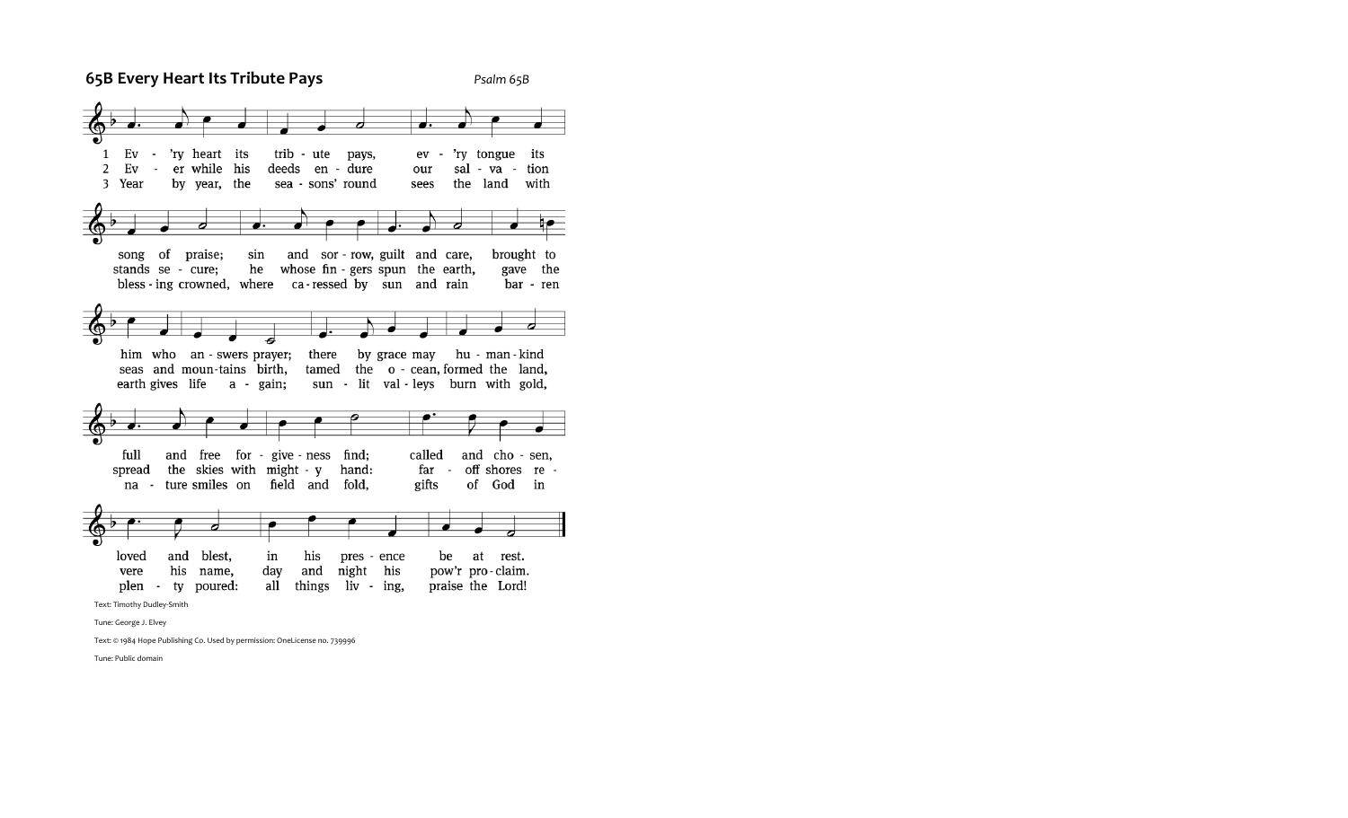## 65B Every Heart Its Tribute Pays

*Psalm 65B*

1 Ev - 'ry heart its trib - ute pays, ev - 'ry tongue its song of praise; sin and sor - row, guilt and care, brought to him who an - swers prayer; there by grace may hu - man - kind full and free for - give - ness find; called and cho - sen, loved and blest, in his pres - ence be at rest.

2 Ev - er while his deeds en - dure our sal - va - tion stands se - cure; he whose fin - gers spun the earth, gave the seas and moun - tains birth, tamed the o - cean, formed the land, spread the skies with might - y hand: far - off shores re - vere his name, day and night his pow'r pro - claim.

3 Year by year, the sea - sons' round sees the land with bless - ing crowned, where ca - ressed by sun and rain bar - ren earth gives life a - gain; sun - lit val - leys burn with gold, na - ture smiles on field and fold, gifts of God in plen - ty poured: all things liv - ing, praise the Lord!

Text: Timothy Dudley-Smith

Tune: George J. Elvey

Text: © 1984 Hope Publishing Co. Used by permission: OneLicense no. 739996

Tune: Public domain